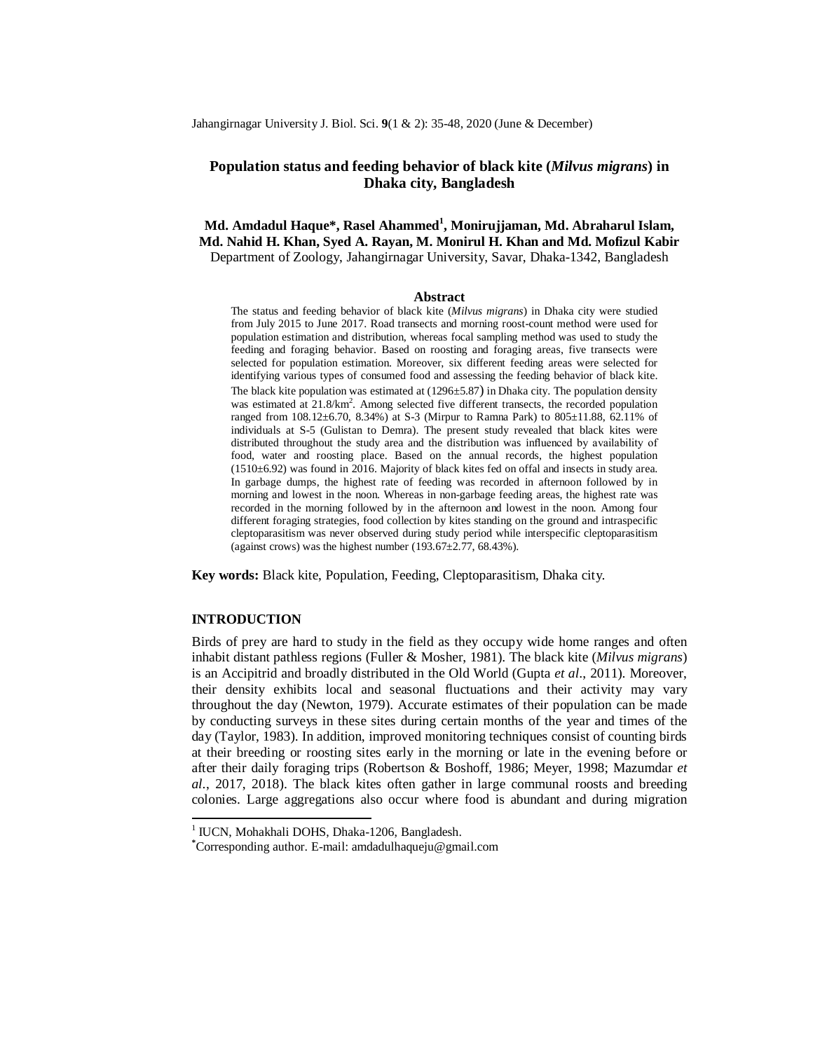# Population status and feeding behavior of black kite (*Milvus migrans*) in Dhaka city, Bangladesh

**Md. Amdadul Haque*, Rasel Ahammed[1], Monirujjaman, Md. Abraharul Islam, Md. Nahid H. Khan, Syed A. Rayan, M. Monirul H. Khan and Md. Mofizul Kabir**

Department of Zoology, Jahangirnagar University, Savar, Dhaka-1342, Bangladesh

## Abstract

The status and feeding behavior of black kite (*Milvus migrans*) in Dhaka city were studied from July 2015 to June 2017. Road transects and morning roost-count method were used for population estimation and distribution, whereas focal sampling method was used to study the feeding and foraging behavior. Based on roosting and foraging areas, five transects were selected for population estimation. Moreover, six different feeding areas were selected for identifying various types of consumed food and assessing the feeding behavior of black kite. The black kite population was estimated at (1296±5.87) in Dhaka city. The population density was estimated at 21.8/km$^2$. Among selected five different transects, the recorded population ranged from 108.12±6.70, 8.34%) at S-3 (Mirpur to Ramna Park) to 805±11.88, 62.11% of individuals at S-5 (Gulistan to Demra). The present study revealed that black kites were distributed throughout the study area and the distribution was influenced by availability of food, water and roosting place. Based on the annual records, the highest population (1510±6.92) was found in 2016. Majority of black kites fed on offal and insects in study area. In garbage dumps, the highest rate of feeding was recorded in afternoon followed by in morning and lowest in the noon. Whereas in non-garbage feeding areas, the highest rate was recorded in the morning followed by in the afternoon and lowest in the noon. Among four different foraging strategies, food collection by kites standing on the ground and intraspecific cleptoparasitism was never observed during study period while interspecific cleptoparasitism (against crows) was the highest number (193.67±2.77, 68.43%).

**Key words:** Black kite, Population, Feeding, Cleptoparasitism, Dhaka city.

## INTRODUCTION

Birds of prey are hard to study in the field as they occupy wide home ranges and often inhabit distant pathless regions (Fuller & Mosher, 1981). The black kite (*Milvus migrans*) is an Accipitrid and broadly distributed in the Old World (Gupta *et al*., 2011). Moreover, their density exhibits local and seasonal fluctuations and their activity may vary throughout the day (Newton, 1979). Accurate estimates of their population can be made by conducting surveys in these sites during certain months of the year and times of the day (Taylor, 1983). In addition, improved monitoring techniques consist of counting birds at their breeding or roosting sites early in the morning or late in the evening before or after their daily foraging trips (Robertson & Boshoff, 1986; Meyer, 1998; Mazumdar *et al*., 2017, 2018). The black kites often gather in large communal roosts and breeding colonies. Large aggregations also occur where food is abundant and during migration

---

[1] IUCN, Mohakhali DOHS, Dhaka-1206, Bangladesh.

*Corresponding author. E-mail: amdadulhaqueju@gmail.com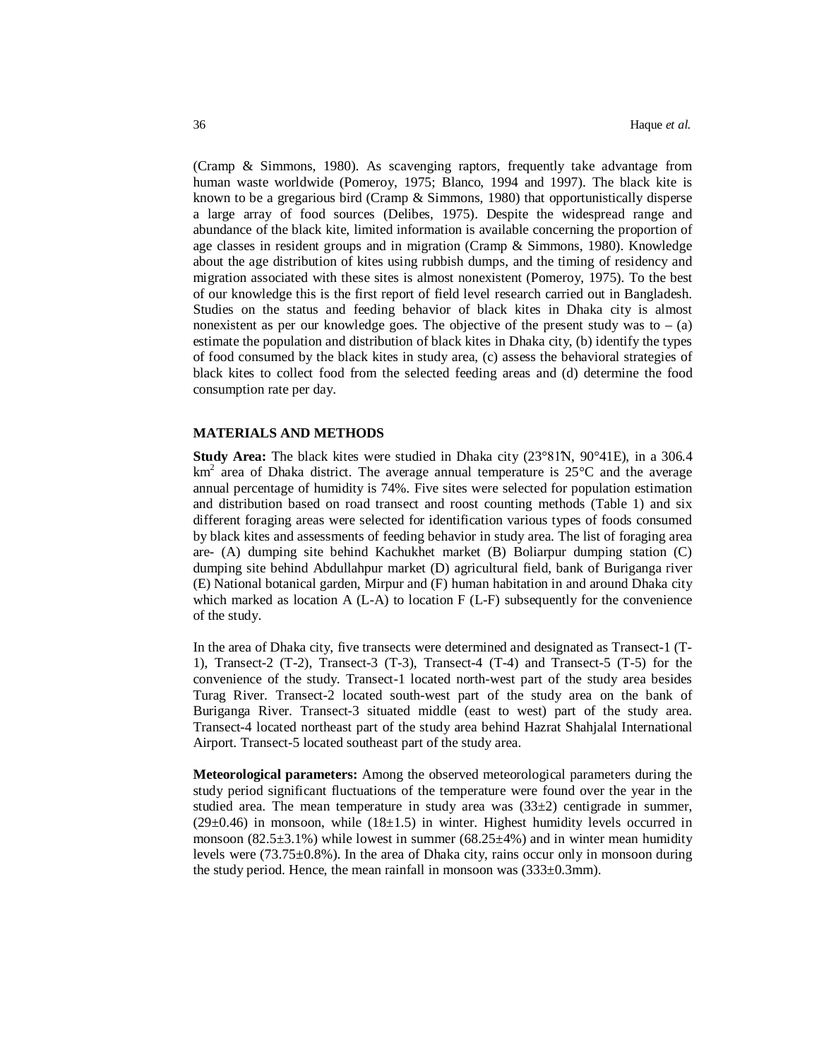(Cramp & Simmons, 1980). As scavenging raptors, frequently take advantage from human waste worldwide (Pomeroy, 1975; Blanco, 1994 and 1997). The black kite is known to be a gregarious bird (Cramp & Simmons, 1980) that opportunistically disperse a large array of food sources (Delibes, 1975). Despite the widespread range and abundance of the black kite, limited information is available concerning the proportion of age classes in resident groups and in migration (Cramp & Simmons, 1980). Knowledge about the age distribution of kites using rubbish dumps, and the timing of residency and migration associated with these sites is almost nonexistent (Pomeroy, 1975). To the best of our knowledge this is the first report of field level research carried out in Bangladesh. Studies on the status and feeding behavior of black kites in Dhaka city is almost nonexistent as per our knowledge goes. The objective of the present study was to – (a) estimate the population and distribution of black kites in Dhaka city, (b) identify the types of food consumed by the black kites in study area, (c) assess the behavioral strategies of black kites to collect food from the selected feeding areas and (d) determine the food consumption rate per day.

## MATERIALS AND METHODS

**Study Area:** The black kites were studied in Dhaka city (23°81N, 90°41E), in a 306.4 km$^2$ area of Dhaka district. The average annual temperature is 25°C and the average annual percentage of humidity is 74%. Five sites were selected for population estimation and distribution based on road transect and roost counting methods (Table 1) and six different foraging areas were selected for identification various types of foods consumed by black kites and assessments of feeding behavior in study area. The list of foraging area are- (A) dumping site behind Kachukhet market (B) Boliarpur dumping station (C) dumping site behind Abdullahpur market (D) agricultural field, bank of Buriganga river (E) National botanical garden, Mirpur and (F) human habitation in and around Dhaka city which marked as location A (L-A) to location F (L-F) subsequently for the convenience of the study.

In the area of Dhaka city, five transects were determined and designated as Transect-1 (T-1), Transect-2 (T-2), Transect-3 (T-3), Transect-4 (T-4) and Transect-5 (T-5) for the convenience of the study. Transect-1 located north-west part of the study area besides Turag River. Transect-2 located south-west part of the study area on the bank of Buriganga River. Transect-3 situated middle (east to west) part of the study area. Transect-4 located northeast part of the study area behind Hazrat Shahjalal International Airport. Transect-5 located southeast part of the study area.

**Meteorological parameters:** Among the observed meteorological parameters during the study period significant fluctuations of the temperature were found over the year in the studied area. The mean temperature in study area was (33±2) centigrade in summer, (29±0.46) in monsoon, while (18±1.5) in winter. Highest humidity levels occurred in monsoon (82.5±3.1%) while lowest in summer (68.25±4%) and in winter mean humidity levels were (73.75±0.8%). In the area of Dhaka city, rains occur only in monsoon during the study period. Hence, the mean rainfall in monsoon was (333±0.3mm).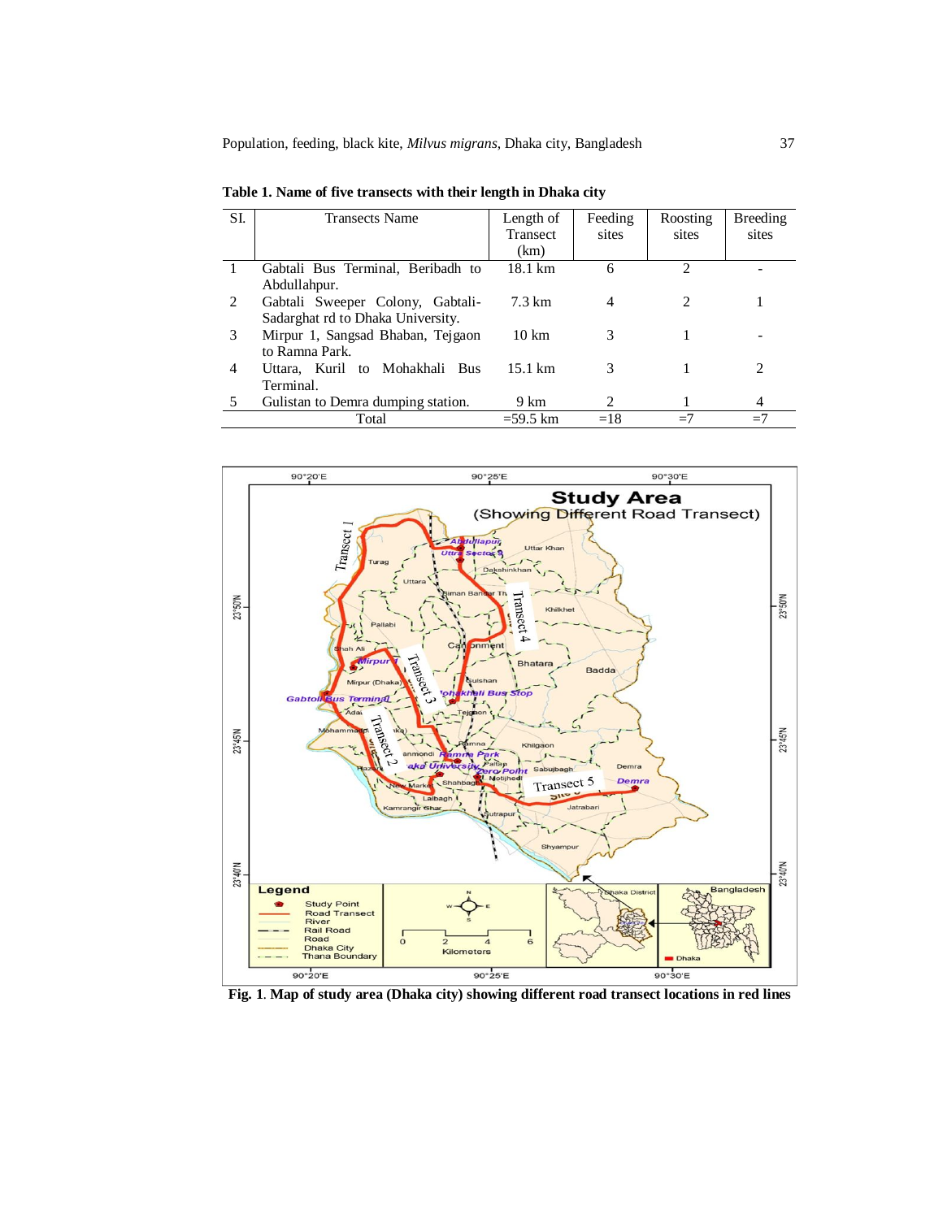**Table 1. Name of five transects with their length in Dhaka city**

| SI. | Transects Name | Length of Transect (km) | Feeding sites | Roosting sites | Breeding sites |
|---|---|---|---|---|---|
| 1 | Gabtali Bus Terminal, Beribadh to Abdullahpur. | 18.1 km | 6 | 2 | - |
| 2 | Gabtali Sweeper Colony, Gabtali-Sadarghat rd to Dhaka University. | 7.3 km | 4 | 2 | 1 |
| 3 | Mirpur 1, Sangsad Bhaban, Tejgaon to Ramna Park. | 10 km | 3 | 1 | - |
| 4 | Uttara, Kuril to Mohakhali Bus Terminal. | 15.1 km | 3 | 1 | 2 |
| 5 | Gulistan to Demra dumping station. | 9 km | 2 | 1 | 4 |
| | Total | =59.5 km | =18 | =7 | =7 |

**Fig. 1**. **Map of study area (Dhaka city) showing different road transect locations in red lines**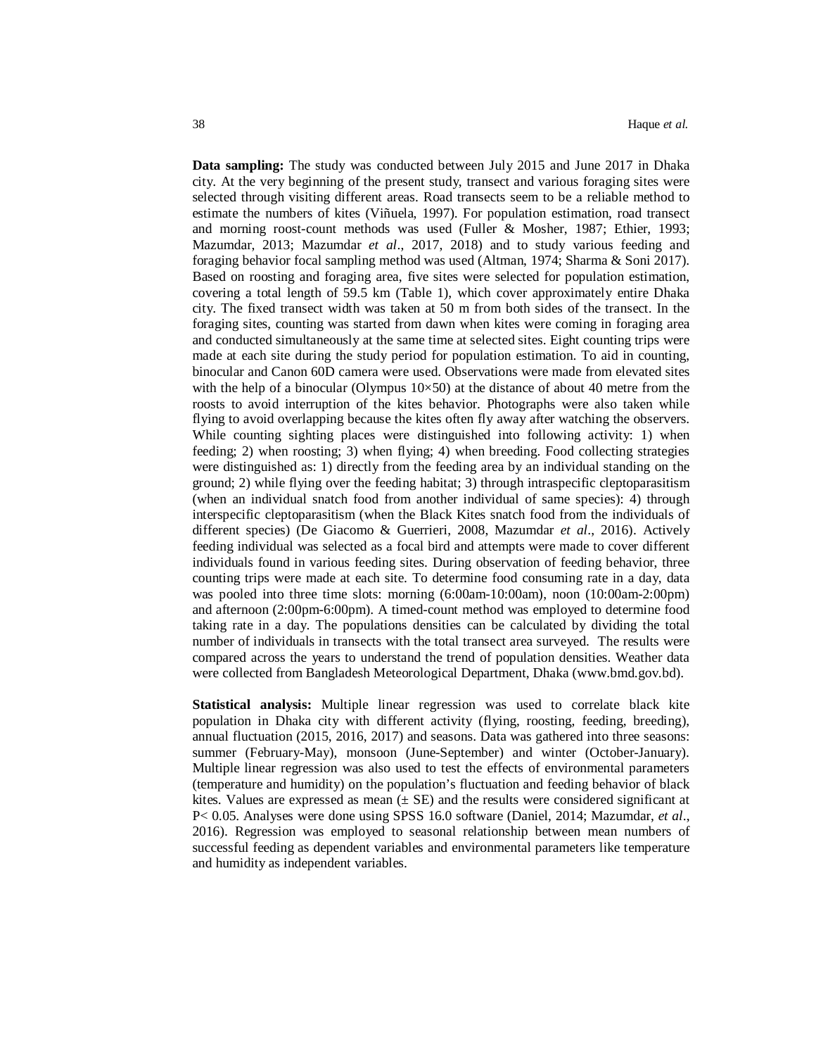**Data sampling:** The study was conducted between July 2015 and June 2017 in Dhaka city. At the very beginning of the present study, transect and various foraging sites were selected through visiting different areas. Road transects seem to be a reliable method to estimate the numbers of kites (Viñuela, 1997). For population estimation, road transect and morning roost-count methods was used (Fuller & Mosher, 1987; Ethier, 1993; Mazumdar, 2013; Mazumdar *et al*., 2017, 2018) and to study various feeding and foraging behavior focal sampling method was used (Altman, 1974; Sharma & Soni 2017). Based on roosting and foraging area, five sites were selected for population estimation, covering a total length of 59.5 km (Table 1), which cover approximately entire Dhaka city. The fixed transect width was taken at 50 m from both sides of the transect. In the foraging sites, counting was started from dawn when kites were coming in foraging area and conducted simultaneously at the same time at selected sites. Eight counting trips were made at each site during the study period for population estimation. To aid in counting, binocular and Canon 60D camera were used. Observations were made from elevated sites with the help of a binocular (Olympus 10×50) at the distance of about 40 metre from the roosts to avoid interruption of the kites behavior. Photographs were also taken while flying to avoid overlapping because the kites often fly away after watching the observers. While counting sighting places were distinguished into following activity: 1) when feeding; 2) when roosting; 3) when flying; 4) when breeding. Food collecting strategies were distinguished as: 1) directly from the feeding area by an individual standing on the ground; 2) while flying over the feeding habitat; 3) through intraspecific cleptoparasitism (when an individual snatch food from another individual of same species): 4) through interspecific cleptoparasitism (when the Black Kites snatch food from the individuals of different species) (De Giacomo & Guerrieri, 2008, Mazumdar *et al*., 2016). Actively feeding individual was selected as a focal bird and attempts were made to cover different individuals found in various feeding sites. During observation of feeding behavior, three counting trips were made at each site. To determine food consuming rate in a day, data was pooled into three time slots: morning (6:00am-10:00am), noon (10:00am-2:00pm) and afternoon (2:00pm-6:00pm). A timed-count method was employed to determine food taking rate in a day. The populations densities can be calculated by dividing the total number of individuals in transects with the total transect area surveyed. The results were compared across the years to understand the trend of population densities. Weather data were collected from Bangladesh Meteorological Department, Dhaka (www.bmd.gov.bd).

**Statistical analysis:** Multiple linear regression was used to correlate black kite population in Dhaka city with different activity (flying, roosting, feeding, breeding), annual fluctuation (2015, 2016, 2017) and seasons. Data was gathered into three seasons: summer (February-May), monsoon (June-September) and winter (October-January). Multiple linear regression was also used to test the effects of environmental parameters (temperature and humidity) on the population's fluctuation and feeding behavior of black kites. Values are expressed as mean (± SE) and the results were considered significant at $P < 0.05$. Analyses were done using SPSS 16.0 software (Daniel, 2014; Mazumdar, *et al*., 2016). Regression was employed to seasonal relationship between mean numbers of successful feeding as dependent variables and environmental parameters like temperature and humidity as independent variables.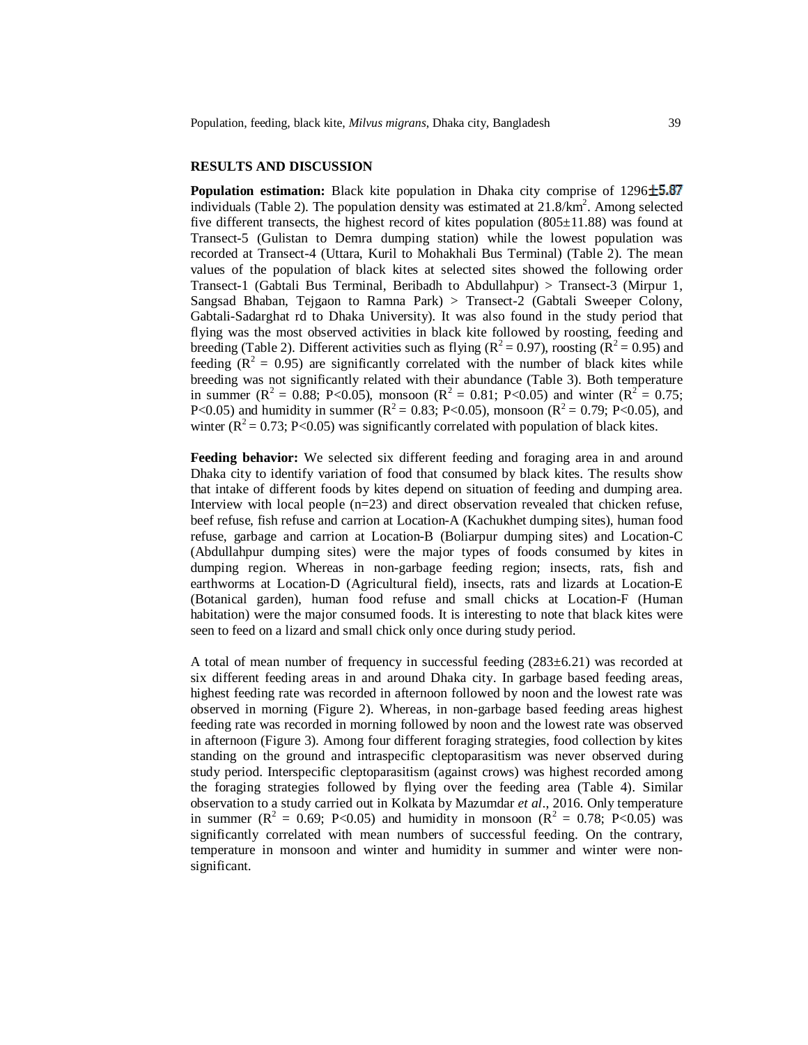## RESULTS AND DISCUSSION

**Population estimation:** Black kite population in Dhaka city comprise of 1296±5.87 individuals (Table 2). The population density was estimated at 21.8/km$^2$. Among selected five different transects, the highest record of kites population (805±11.88) was found at Transect-5 (Gulistan to Demra dumping station) while the lowest population was recorded at Transect-4 (Uttara, Kuril to Mohakhali Bus Terminal) (Table 2). The mean values of the population of black kites at selected sites showed the following order Transect-1 (Gabtali Bus Terminal, Beribadh to Abdullahpur) > Transect-3 (Mirpur 1, Sangsad Bhaban, Tejgaon to Ramna Park) > Transect-2 (Gabtali Sweeper Colony, Gabtali-Sadarghat rd to Dhaka University). It was also found in the study period that flying was the most observed activities in black kite followed by roosting, feeding and breeding (Table 2). Different activities such as flying ($R^2 = 0.97$), roosting ($R^2 = 0.95$) and feeding ($R^2 = 0.95$) are significantly correlated with the number of black kites while breeding was not significantly related with their abundance (Table 3). Both temperature in summer ($R^2 = 0.88$; $P<0.05$), monsoon ($R^2 = 0.81$; $P<0.05$) and winter ($R^2 = 0.75$; $P<0.05$) and humidity in summer ($R^2 = 0.83$; $P<0.05$), monsoon ($R^2 = 0.79$; $P<0.05$), and winter ($R^2 = 0.73$; $P<0.05$) was significantly correlated with population of black kites.

**Feeding behavior:** We selected six different feeding and foraging area in and around Dhaka city to identify variation of food that consumed by black kites. The results show that intake of different foods by kites depend on situation of feeding and dumping area. Interview with local people (n=23) and direct observation revealed that chicken refuse, beef refuse, fish refuse and carrion at Location-A (Kachukhet dumping sites), human food refuse, garbage and carrion at Location-B (Boliarpur dumping sites) and Location-C (Abdullahpur dumping sites) were the major types of foods consumed by kites in dumping region. Whereas in non-garbage feeding region; insects, rats, fish and earthworms at Location-D (Agricultural field), insects, rats and lizards at Location-E (Botanical garden), human food refuse and small chicks at Location-F (Human habitation) were the major consumed foods. It is interesting to note that black kites were seen to feed on a lizard and small chick only once during study period.

A total of mean number of frequency in successful feeding (283±6.21) was recorded at six different feeding areas in and around Dhaka city. In garbage based feeding areas, highest feeding rate was recorded in afternoon followed by noon and the lowest rate was observed in morning (Figure 2). Whereas, in non-garbage based feeding areas highest feeding rate was recorded in morning followed by noon and the lowest rate was observed in afternoon (Figure 3). Among four different foraging strategies, food collection by kites standing on the ground and intraspecific cleptoparasitism was never observed during study period. Interspecific cleptoparasitism (against crows) was highest recorded among the foraging strategies followed by flying over the feeding area (Table 4). Similar observation to a study carried out in Kolkata by Mazumdar *et al*., 2016. Only temperature in summer ($R^2 = 0.69$; $P<0.05$) and humidity in monsoon ($R^2 = 0.78$; $P<0.05$) was significantly correlated with mean numbers of successful feeding. On the contrary, temperature in monsoon and winter and humidity in summer and winter were non-significant.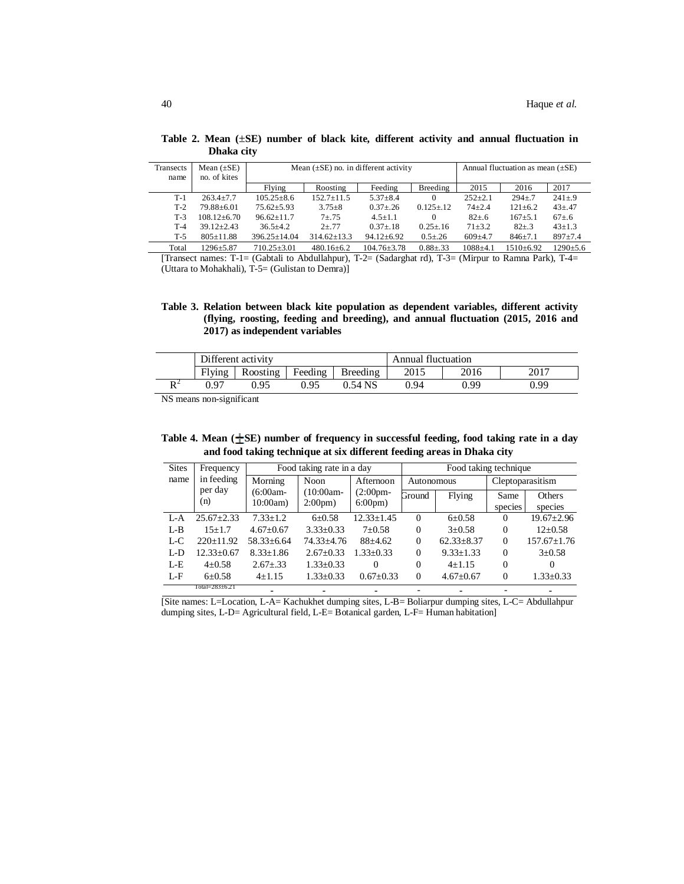**Table 2. Mean (±SE) number of black kite, different activity and annual fluctuation in Dhaka city**

| Transects name | Mean (±SE) no. of kites | Mean (±SE) no. in different activity | | | | Annual fluctuation as mean (±SE) | | |
|---|---|---|---|---|---|---|---|---|
| | | Flying | Roosting | Feeding | Breeding | 2015 | 2016 | 2017 |
| T-1 | 263.4±7.7 | 105.25±8.6 | 152.7±11.5 | 5.37±8.4 | 0 | 252±2.1 | 294±.7 | 241±.9 |
| T-2 | 79.88±6.01 | 75.62±5.93 | 3.75±8 | 0.37±.26 | 0.125±.12 | 74±2.4 | 121±6.2 | 43±.47 |
| T-3 | 108.12±6.70 | 96.62±11.7 | 7±.75 | 4.5±1.1 | 0 | 82±.6 | 167±5.1 | 67±.6 |
| T-4 | 39.12±2.43 | 36.5±4.2 | 2±.77 | 0.37±.18 | 0.25±.16 | 71±3.2 | 82±.3 | 43±1.3 |
| T-5 | 805±11.88 | 396.25±14.04 | 314.62±13.3 | 94.12±6.92 | 0.5±.26 | 609±4.7 | 846±7.1 | 897±7.4 |
| Total | 1296±5.87 | 710.25±3.01 | 480.16±6.2 | 104.76±3.78 | 0.88±.33 | 1088±4.1 | 1510±6.92 | 1290±5.6 |

[Transect names: T-1= (Gabtali to Abdullahpur), T-2= (Sadarghat rd), T-3= (Mirpur to Ramna Park), T-4= (Uttara to Mohakhali), T-5= (Gulistan to Demra)]

**Table 3. Relation between black kite population as dependent variables, different activity (flying, roosting, feeding and breeding), and annual fluctuation (2015, 2016 and 2017) as independent variables**

| | Different activity | | | | Annual fluctuation | | |
|---|---|---|---|---|---|---|---|
| | Flying | Roosting | Feeding | Breeding | 2015 | 2016 | 2017 |
| $R^2$ | 0.97 | 0.95 | 0.95 | 0.54 NS | 0.94 | 0.99 | 0.99 |

NS means non-significant

**Table 4. Mean (±SE) number of frequency in successful feeding, food taking rate in a day and food taking technique at six different feeding areas in Dhaka city**

| Sites name | Frequency in feeding per day (n) | Food taking rate in a day | | | Food taking technique | | | |
|---|---|---|---|---|---|---|---|---|
| | | Morning (6:00am-10:00am) | Noon (10:00am-2:00pm) | Afternoon (2:00pm-6:00pm) | Autonomous | | Cleptoparasitism | |
| | | | | | Ground | Flying | Same species | Others species |
| L-A | 25.67±2.33 | 7.33±1.2 | 6±0.58 | 12.33±1.45 | 0 | 6±0.58 | 0 | 19.67±2.96 |
| L-B | 15±1.7 | 4.67±0.67 | 3.33±0.33 | 7±0.58 | 0 | 3±0.58 | 0 | 12±0.58 |
| L-C | 220±11.92 | 58.33±6.64 | 74.33±4.76 | 88±4.62 | 0 | 62.33±8.37 | 0 | 157.67±1.76 |
| L-D | 12.33±0.67 | 8.33±1.86 | 2.67±0.33 | 1.33±0.33 | 0 | 9.33±1.33 | 0 | 3±0.58 |
| L-E | 4±0.58 | 2.67±.33 | 1.33±0.33 | 0 | 0 | 4±1.15 | 0 | 0 |
| L-F | 6±0.58 | 4±1.15 | 1.33±0.33 | 0.67±0.33 | 0 | 4.67±0.67 | 0 | 1.33±0.33 |
| | Total=283±6.21 | - | - | - | - | - | - | - |

[Site names: L=Location, L-A= Kachukhet dumping sites, L-B= Boliarpur dumping sites, L-C= Abdullahpur dumping sites, L-D= Agricultural field, L-E= Botanical garden, L-F= Human habitation]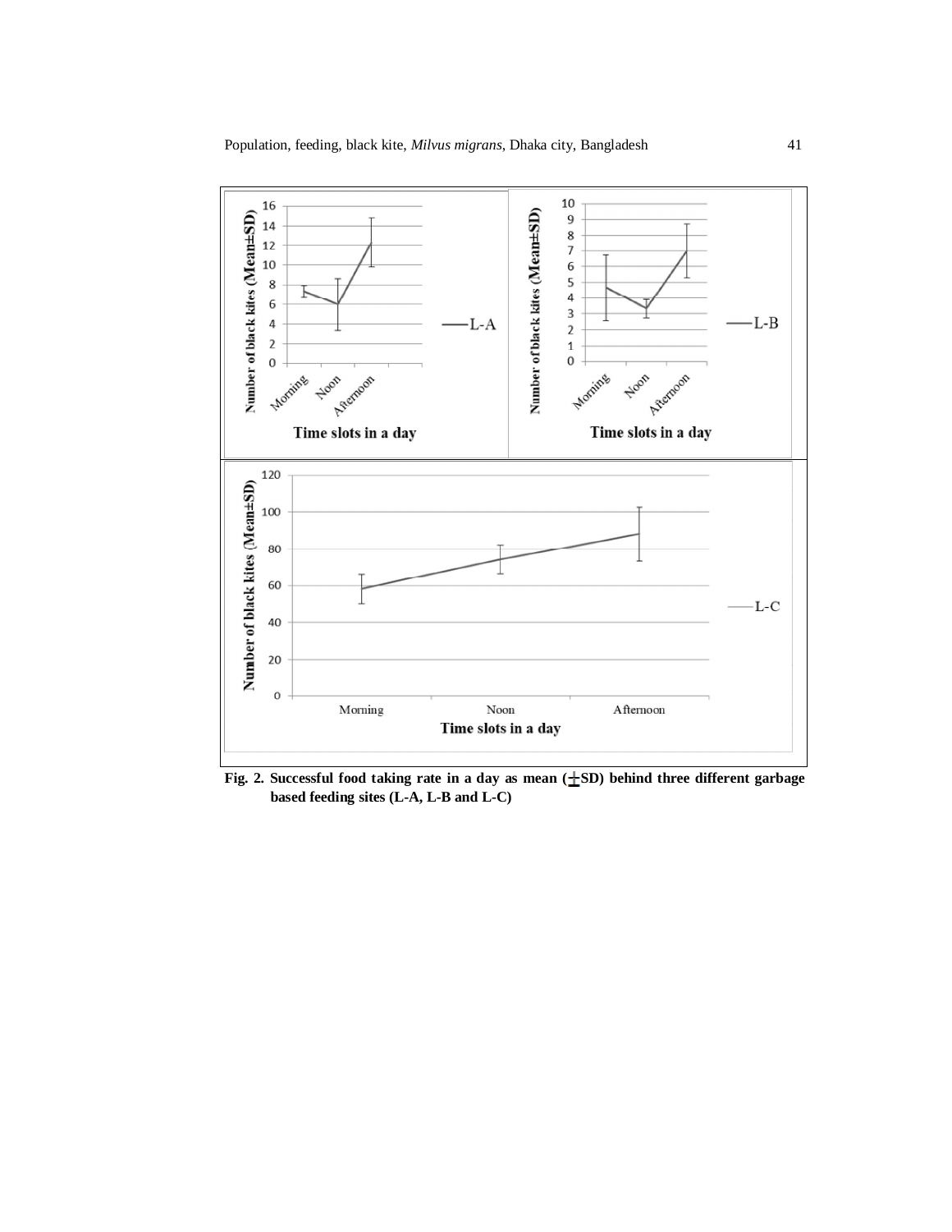Fig. 2. Successful food taking rate in a day as mean (±SD) behind three different garbage based feeding sites (L-A, L-B and L-C)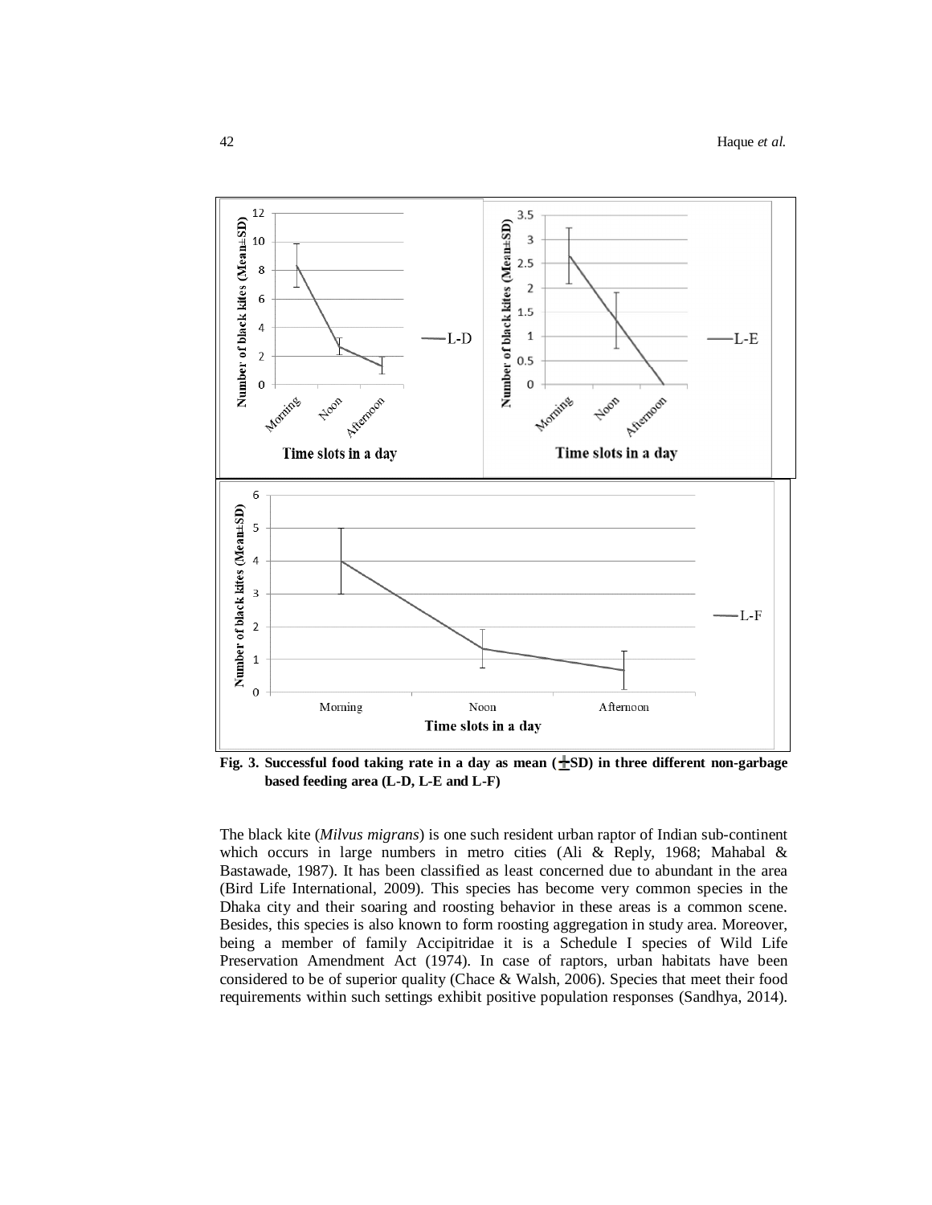**Fig. 3. Successful food taking rate in a day as mean (±SD) in three different non-garbage based feeding area (L-D, L-E and L-F)**

The black kite (*Milvus migrans*) is one such resident urban raptor of Indian sub-continent which occurs in large numbers in metro cities (Ali & Reply, 1968; Mahabal & Bastawade, 1987). It has been classified as least concerned due to abundant in the area (Bird Life International, 2009). This species has become very common species in the Dhaka city and their soaring and roosting behavior in these areas is a common scene. Besides, this species is also known to form roosting aggregation in study area. Moreover, being a member of family Accipitridae it is a Schedule I species of Wild Life Preservation Amendment Act (1974). In case of raptors, urban habitats have been considered to be of superior quality (Chace & Walsh, 2006). Species that meet their food requirements within such settings exhibit positive population responses (Sandhya, 2014).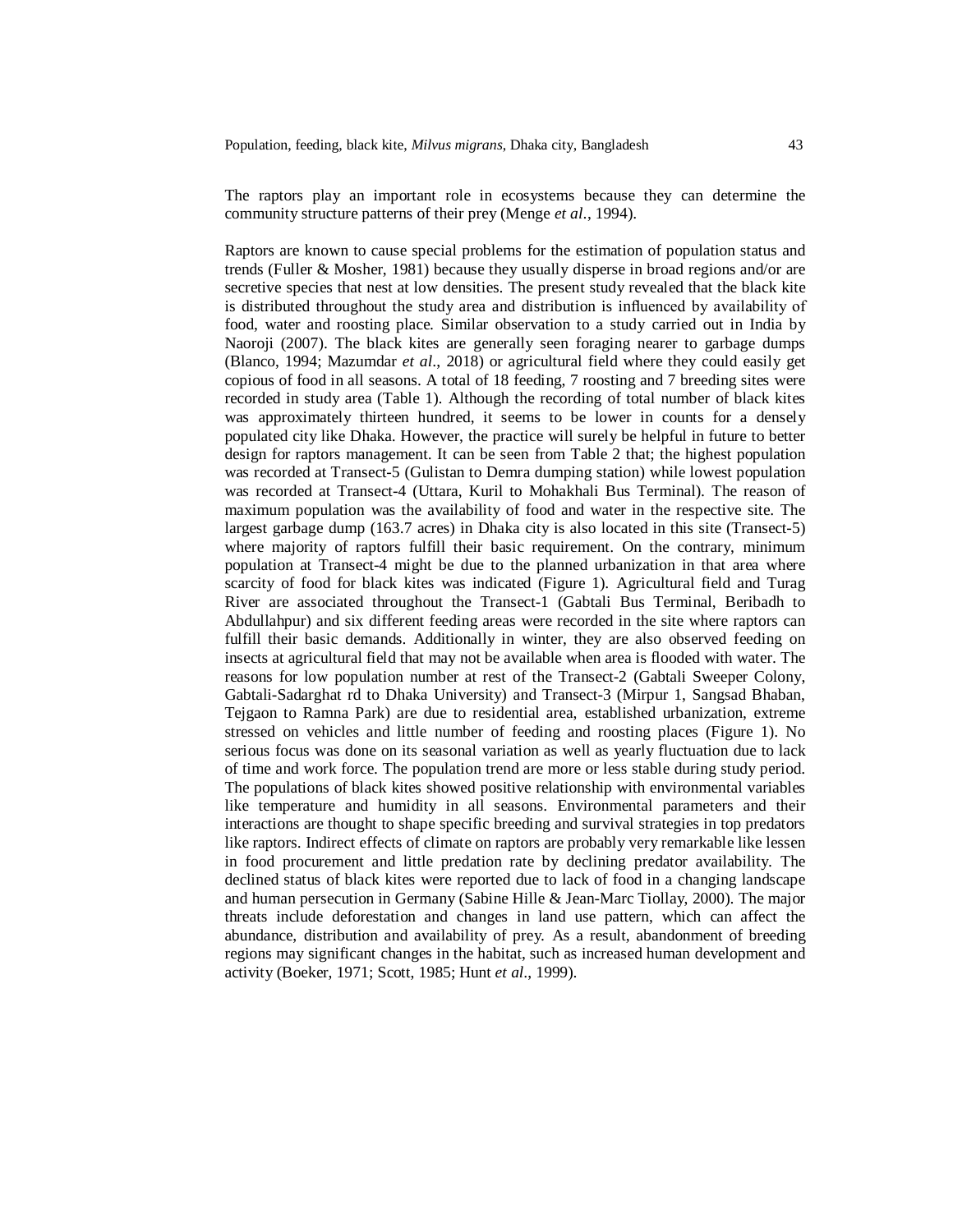The raptors play an important role in ecosystems because they can determine the community structure patterns of their prey (Menge *et al*., 1994).

Raptors are known to cause special problems for the estimation of population status and trends (Fuller & Mosher, 1981) because they usually disperse in broad regions and/or are secretive species that nest at low densities. The present study revealed that the black kite is distributed throughout the study area and distribution is influenced by availability of food, water and roosting place. Similar observation to a study carried out in India by Naoroji (2007). The black kites are generally seen foraging nearer to garbage dumps (Blanco, 1994; Mazumdar *et al*., 2018) or agricultural field where they could easily get copious of food in all seasons. A total of 18 feeding, 7 roosting and 7 breeding sites were recorded in study area (Table 1). Although the recording of total number of black kites was approximately thirteen hundred, it seems to be lower in counts for a densely populated city like Dhaka. However, the practice will surely be helpful in future to better design for raptors management. It can be seen from Table 2 that; the highest population was recorded at Transect-5 (Gulistan to Demra dumping station) while lowest population was recorded at Transect-4 (Uttara, Kuril to Mohakhali Bus Terminal). The reason of maximum population was the availability of food and water in the respective site. The largest garbage dump (163.7 acres) in Dhaka city is also located in this site (Transect-5) where majority of raptors fulfill their basic requirement. On the contrary, minimum population at Transect-4 might be due to the planned urbanization in that area where scarcity of food for black kites was indicated (Figure 1). Agricultural field and Turag River are associated throughout the Transect-1 (Gabtali Bus Terminal, Beribadh to Abdullahpur) and six different feeding areas were recorded in the site where raptors can fulfill their basic demands. Additionally in winter, they are also observed feeding on insects at agricultural field that may not be available when area is flooded with water. The reasons for low population number at rest of the Transect-2 (Gabtali Sweeper Colony, Gabtali-Sadarghat rd to Dhaka University) and Transect-3 (Mirpur 1, Sangsad Bhaban, Tejgaon to Ramna Park) are due to residential area, established urbanization, extreme stressed on vehicles and little number of feeding and roosting places (Figure 1). No serious focus was done on its seasonal variation as well as yearly fluctuation due to lack of time and work force. The population trend are more or less stable during study period. The populations of black kites showed positive relationship with environmental variables like temperature and humidity in all seasons. Environmental parameters and their interactions are thought to shape specific breeding and survival strategies in top predators like raptors. Indirect effects of climate on raptors are probably very remarkable like lessen in food procurement and little predation rate by declining predator availability. The declined status of black kites were reported due to lack of food in a changing landscape and human persecution in Germany (Sabine Hille & Jean-Marc Tiollay, 2000). The major threats include deforestation and changes in land use pattern, which can affect the abundance, distribution and availability of prey. As a result, abandonment of breeding regions may significant changes in the habitat, such as increased human development and activity (Boeker, 1971; Scott, 1985; Hunt *et al*., 1999).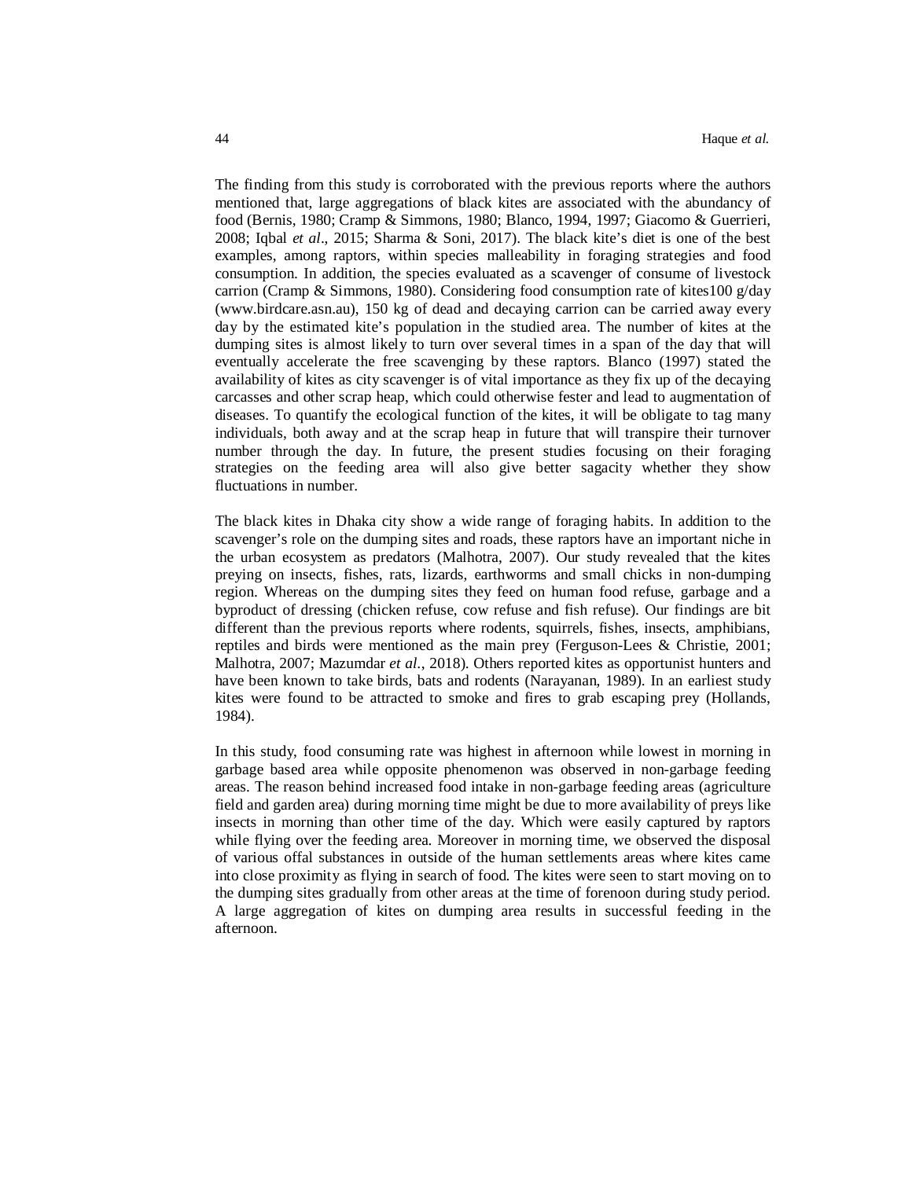The finding from this study is corroborated with the previous reports where the authors mentioned that, large aggregations of black kites are associated with the abundancy of food (Bernis, 1980; Cramp & Simmons, 1980; Blanco, 1994, 1997; Giacomo & Guerrieri, 2008; Iqbal *et al*., 2015; Sharma & Soni, 2017). The black kite's diet is one of the best examples, among raptors, within species malleability in foraging strategies and food consumption. In addition, the species evaluated as a scavenger of consume of livestock carrion (Cramp & Simmons, 1980). Considering food consumption rate of kites100 g/day (www.birdcare.asn.au), 150 kg of dead and decaying carrion can be carried away every day by the estimated kite's population in the studied area. The number of kites at the dumping sites is almost likely to turn over several times in a span of the day that will eventually accelerate the free scavenging by these raptors. Blanco (1997) stated the availability of kites as city scavenger is of vital importance as they fix up of the decaying carcasses and other scrap heap, which could otherwise fester and lead to augmentation of diseases. To quantify the ecological function of the kites, it will be obligate to tag many individuals, both away and at the scrap heap in future that will transpire their turnover number through the day. In future, the present studies focusing on their foraging strategies on the feeding area will also give better sagacity whether they show fluctuations in number.

The black kites in Dhaka city show a wide range of foraging habits. In addition to the scavenger's role on the dumping sites and roads, these raptors have an important niche in the urban ecosystem as predators (Malhotra, 2007). Our study revealed that the kites preying on insects, fishes, rats, lizards, earthworms and small chicks in non-dumping region. Whereas on the dumping sites they feed on human food refuse, garbage and a byproduct of dressing (chicken refuse, cow refuse and fish refuse). Our findings are bit different than the previous reports where rodents, squirrels, fishes, insects, amphibians, reptiles and birds were mentioned as the main prey (Ferguson-Lees & Christie, 2001; Malhotra, 2007; Mazumdar *et al.*, 2018). Others reported kites as opportunist hunters and have been known to take birds, bats and rodents (Narayanan, 1989). In an earliest study kites were found to be attracted to smoke and fires to grab escaping prey (Hollands, 1984).

In this study, food consuming rate was highest in afternoon while lowest in morning in garbage based area while opposite phenomenon was observed in non-garbage feeding areas. The reason behind increased food intake in non-garbage feeding areas (agriculture field and garden area) during morning time might be due to more availability of preys like insects in morning than other time of the day. Which were easily captured by raptors while flying over the feeding area. Moreover in morning time, we observed the disposal of various offal substances in outside of the human settlements areas where kites came into close proximity as flying in search of food. The kites were seen to start moving on to the dumping sites gradually from other areas at the time of forenoon during study period. A large aggregation of kites on dumping area results in successful feeding in the afternoon.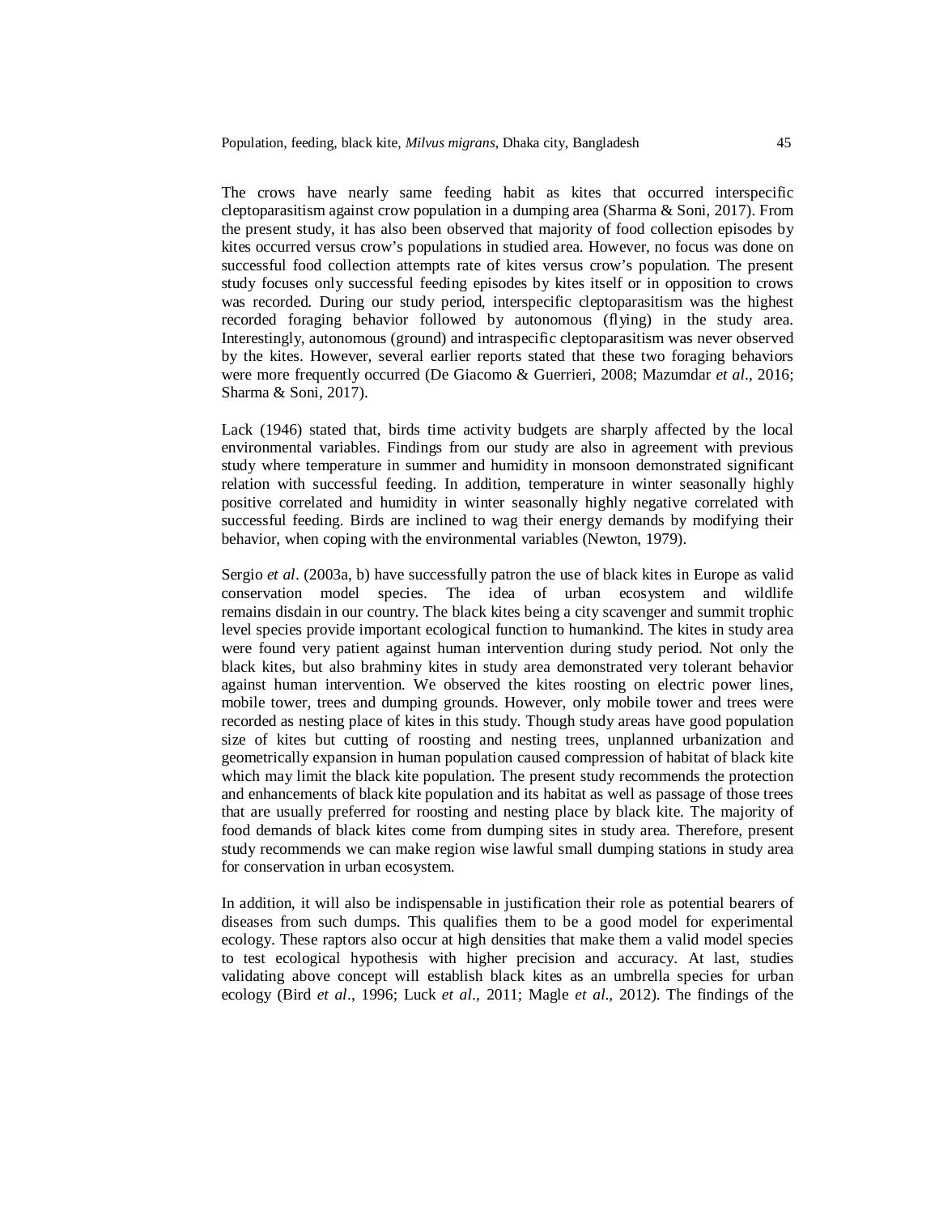The crows have nearly same feeding habit as kites that occurred interspecific cleptoparasitism against crow population in a dumping area (Sharma & Soni, 2017). From the present study, it has also been observed that majority of food collection episodes by kites occurred versus crow's populations in studied area. However, no focus was done on successful food collection attempts rate of kites versus crow's population. The present study focuses only successful feeding episodes by kites itself or in opposition to crows was recorded. During our study period, interspecific cleptoparasitism was the highest recorded foraging behavior followed by autonomous (flying) in the study area. Interestingly, autonomous (ground) and intraspecific cleptoparasitism was never observed by the kites. However, several earlier reports stated that these two foraging behaviors were more frequently occurred (De Giacomo & Guerrieri, 2008; Mazumdar *et al*., 2016; Sharma & Soni, 2017).

Lack (1946) stated that, birds time activity budgets are sharply affected by the local environmental variables. Findings from our study are also in agreement with previous study where temperature in summer and humidity in monsoon demonstrated significant relation with successful feeding. In addition, temperature in winter seasonally highly positive correlated and humidity in winter seasonally highly negative correlated with successful feeding. Birds are inclined to wag their energy demands by modifying their behavior, when coping with the environmental variables (Newton, 1979).

Sergio *et al*. (2003a, b) have successfully patron the use of black kites in Europe as valid conservation model species. The idea of urban ecosystem and wildlife remains disdain in our country. The black kites being a city scavenger and summit trophic level species provide important ecological function to humankind. The kites in study area were found very patient against human intervention during study period. Not only the black kites, but also brahminy kites in study area demonstrated very tolerant behavior against human intervention. We observed the kites roosting on electric power lines, mobile tower, trees and dumping grounds. However, only mobile tower and trees were recorded as nesting place of kites in this study. Though study areas have good population size of kites but cutting of roosting and nesting trees, unplanned urbanization and geometrically expansion in human population caused compression of habitat of black kite which may limit the black kite population. The present study recommends the protection and enhancements of black kite population and its habitat as well as passage of those trees that are usually preferred for roosting and nesting place by black kite. The majority of food demands of black kites come from dumping sites in study area. Therefore, present study recommends we can make region wise lawful small dumping stations in study area for conservation in urban ecosystem.

In addition, it will also be indispensable in justification their role as potential bearers of diseases from such dumps. This qualifies them to be a good model for experimental ecology. These raptors also occur at high densities that make them a valid model species to test ecological hypothesis with higher precision and accuracy. At last, studies validating above concept will establish black kites as an umbrella species for urban ecology (Bird *et al*., 1996; Luck *et al*., 2011; Magle *et al*., 2012). The findings of the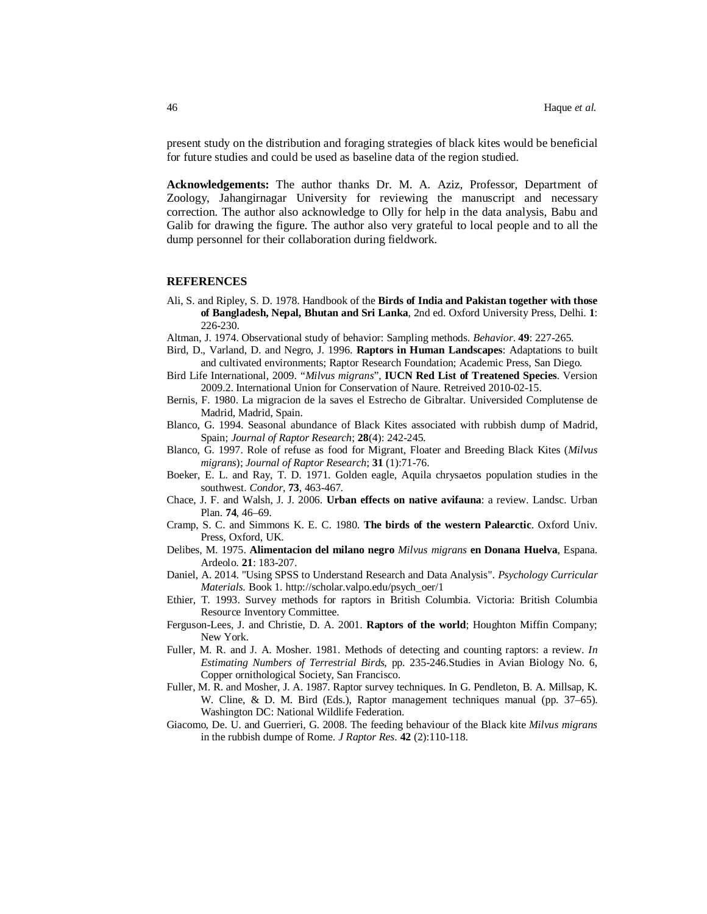present study on the distribution and foraging strategies of black kites would be beneficial for future studies and could be used as baseline data of the region studied.

**Acknowledgements:** The author thanks Dr. M. A. Aziz, Professor, Department of Zoology, Jahangirnagar University for reviewing the manuscript and necessary correction. The author also acknowledge to Olly for help in the data analysis, Babu and Galib for drawing the figure. The author also very grateful to local people and to all the dump personnel for their collaboration during fieldwork.

## REFERENCES

Ali, S. and Ripley, S. D. 1978. Handbook of the **Birds of India and Pakistan together with those of Bangladesh, Nepal, Bhutan and Sri Lanka**, 2nd ed. Oxford University Press, Delhi. **1**: 226-230.

Altman, J. 1974. Observational study of behavior: Sampling methods. *Behavior*. **49**: 227-265.

Bird, D., Varland, D. and Negro, J. 1996. **Raptors in Human Landscapes**: Adaptations to built and cultivated environments; Raptor Research Foundation; Academic Press, San Diego.

Bird Life International, 2009. "*Milvus migrans*", **IUCN Red List of Treatened Species**. Version 2009.2. International Union for Conservation of Naure. Retreived 2010-02-15.

Bernis, F. 1980. La migracion de la saves el Estrecho de Gibraltar. Universided Complutense de Madrid, Madrid, Spain.

Blanco, G. 1994. Seasonal abundance of Black Kites associated with rubbish dump of Madrid, Spain; *Journal of Raptor Research*; **28**(4): 242-245.

Blanco, G. 1997. Role of refuse as food for Migrant, Floater and Breeding Black Kites (*Milvus migrans*); *Journal of Raptor Research*; **31** (1):71-76.

Boeker, E. L. and Ray, T. D. 1971. Golden eagle, Aquila chrysaetos population studies in the southwest. *Condor*, **73**, 463-467.

Chace, J. F. and Walsh, J. J. 2006. **Urban effects on native avifauna**: a review. Landsc. Urban Plan. **74**, 46–69.

Cramp, S. C. and Simmons K. E. C. 1980. **The birds of the western Palearctic**. Oxford Univ. Press, Oxford, UK.

Delibes, M. 1975. **Alimentacion del milano negro** *Milvus migrans* **en Donana Huelva**, Espana. Ardeolo. **21**: 183-207.

Daniel, A. 2014. "Using SPSS to Understand Research and Data Analysis". *Psychology Curricular Materials.* Book 1. http://scholar.valpo.edu/psych_oer/1

Ethier, T. 1993. Survey methods for raptors in British Columbia. Victoria: British Columbia Resource Inventory Committee.

Ferguson-Lees, J. and Christie, D. A. 2001. **Raptors of the world**; Houghton Miffin Company; New York.

Fuller, M. R. and J. A. Mosher. 1981. Methods of detecting and counting raptors: a review. *In Estimating Numbers of Terrestrial Birds*, pp. 235-246.Studies in Avian Biology No. 6, Copper ornithological Society, San Francisco.

Fuller, M. R. and Mosher, J. A. 1987. Raptor survey techniques. In G. Pendleton, B. A. Millsap, K. W. Cline, & D. M. Bird (Eds.), Raptor management techniques manual (pp. 37–65). Washington DC: National Wildlife Federation.

Giacomo, De. U. and Guerrieri, G. 2008. The feeding behaviour of the Black kite *Milvus migrans* in the rubbish dumpe of Rome. *J Raptor Res*. **42** (2):110-118.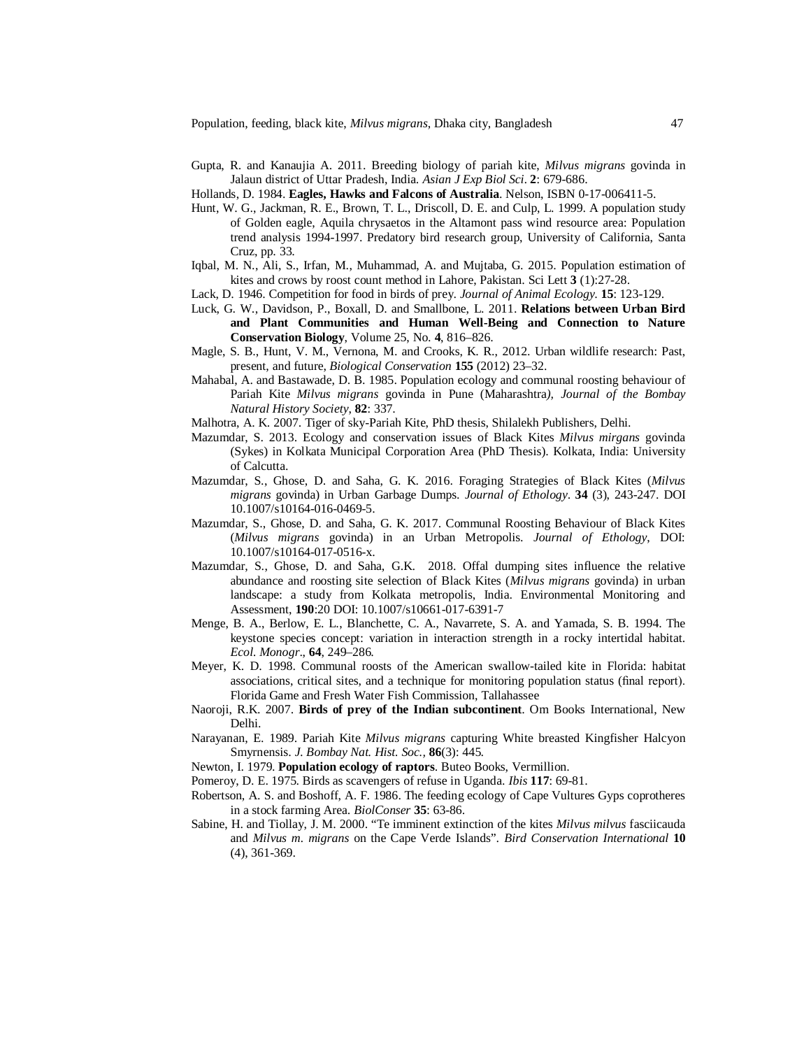Gupta, R. and Kanaujia A. 2011. Breeding biology of pariah kite, *Milvus migrans* govinda in Jalaun district of Uttar Pradesh, India. *Asian J Exp Biol Sci*. **2**: 679-686.

Hollands, D. 1984. **Eagles, Hawks and Falcons of Australia**. Nelson, ISBN 0-17-006411-5.

Hunt, W. G., Jackman, R. E., Brown, T. L., Driscoll, D. E. and Culp, L. 1999. A population study of Golden eagle, Aquila chrysaetos in the Altamont pass wind resource area: Population trend analysis 1994-1997. Predatory bird research group, University of California, Santa Cruz, pp. 33.

Iqbal, M. N., Ali, S., Irfan, M., Muhammad, A. and Mujtaba, G. 2015. Population estimation of kites and crows by roost count method in Lahore, Pakistan. Sci Lett **3** (1):27-28.

Lack, D. 1946. Competition for food in birds of prey. *Journal of Animal Ecology*. **15**: 123-129.

Luck, G. W., Davidson, P., Boxall, D. and Smallbone, L. 2011. **Relations between Urban Bird and Plant Communities and Human Well-Being and Connection to Nature Conservation Biology**, Volume 25, No. **4**, 816–826.

Magle, S. B., Hunt, V. M., Vernona, M. and Crooks, K. R., 2012. Urban wildlife research: Past, present, and future, *Biological Conservation* **155** (2012) 23–32.

Mahabal, A. and Bastawade, D. B. 1985. Population ecology and communal roosting behaviour of Pariah Kite *Milvus migrans* govinda in Pune (Maharashtra*), Journal of the Bombay Natural History Society*, **82**: 337.

Malhotra, A. K. 2007. Tiger of sky-Pariah Kite, PhD thesis, Shilalekh Publishers, Delhi.

Mazumdar, S. 2013. Ecology and conservation issues of Black Kites *Milvus mirgans* govinda (Sykes) in Kolkata Municipal Corporation Area (PhD Thesis). Kolkata, India: University of Calcutta.

Mazumdar, S., Ghose, D. and Saha, G. K. 2016. Foraging Strategies of Black Kites (*Milvus migrans* govinda) in Urban Garbage Dumps. *Journal of Ethology*. **34** (3), 243-247. DOI 10.1007/s10164-016-0469-5.

Mazumdar, S., Ghose, D. and Saha, G. K. 2017. Communal Roosting Behaviour of Black Kites (*Milvus migrans* govinda) in an Urban Metropolis. *Journal of Ethology*, DOI: 10.1007/s10164-017-0516-x.

Mazumdar, S., Ghose, D. and Saha, G.K. 2018. Offal dumping sites influence the relative abundance and roosting site selection of Black Kites (*Milvus migrans* govinda) in urban landscape: a study from Kolkata metropolis, India. Environmental Monitoring and Assessment, **190**:20 DOI: 10.1007/s10661-017-6391-7

Menge, B. A., Berlow, E. L., Blanchette, C. A., Navarrete, S. A. and Yamada, S. B. 1994. The keystone species concept: variation in interaction strength in a rocky intertidal habitat. *Ecol. Monogr*., **64**, 249–286.

Meyer, K. D. 1998. Communal roosts of the American swallow-tailed kite in Florida: habitat associations, critical sites, and a technique for monitoring population status (final report). Florida Game and Fresh Water Fish Commission, Tallahassee

Naoroji, R.K. 2007. **Birds of prey of the Indian subcontinent**. Om Books International, New Delhi.

Narayanan, E. 1989. Pariah Kite *Milvus migrans* capturing White breasted Kingfisher Halcyon Smyrnensis. *J. Bombay Nat. Hist. Soc.*, **86**(3): 445.

Newton, I. 1979. **Population ecology of raptors**. Buteo Books, Vermillion.

Pomeroy, D. E. 1975. Birds as scavengers of refuse in Uganda. *Ibis* **117**: 69-81.

Robertson, A. S. and Boshoff, A. F. 1986. The feeding ecology of Cape Vultures Gyps coprotheres in a stock farming Area. *BiolConser* **35**: 63-86.

Sabine, H. and Tiollay, J. M. 2000. "Te imminent extinction of the kites *Milvus milvus* fasciicauda and *Milvus m. migrans* on the Cape Verde Islands". *Bird Conservation International* **10** (4), 361-369.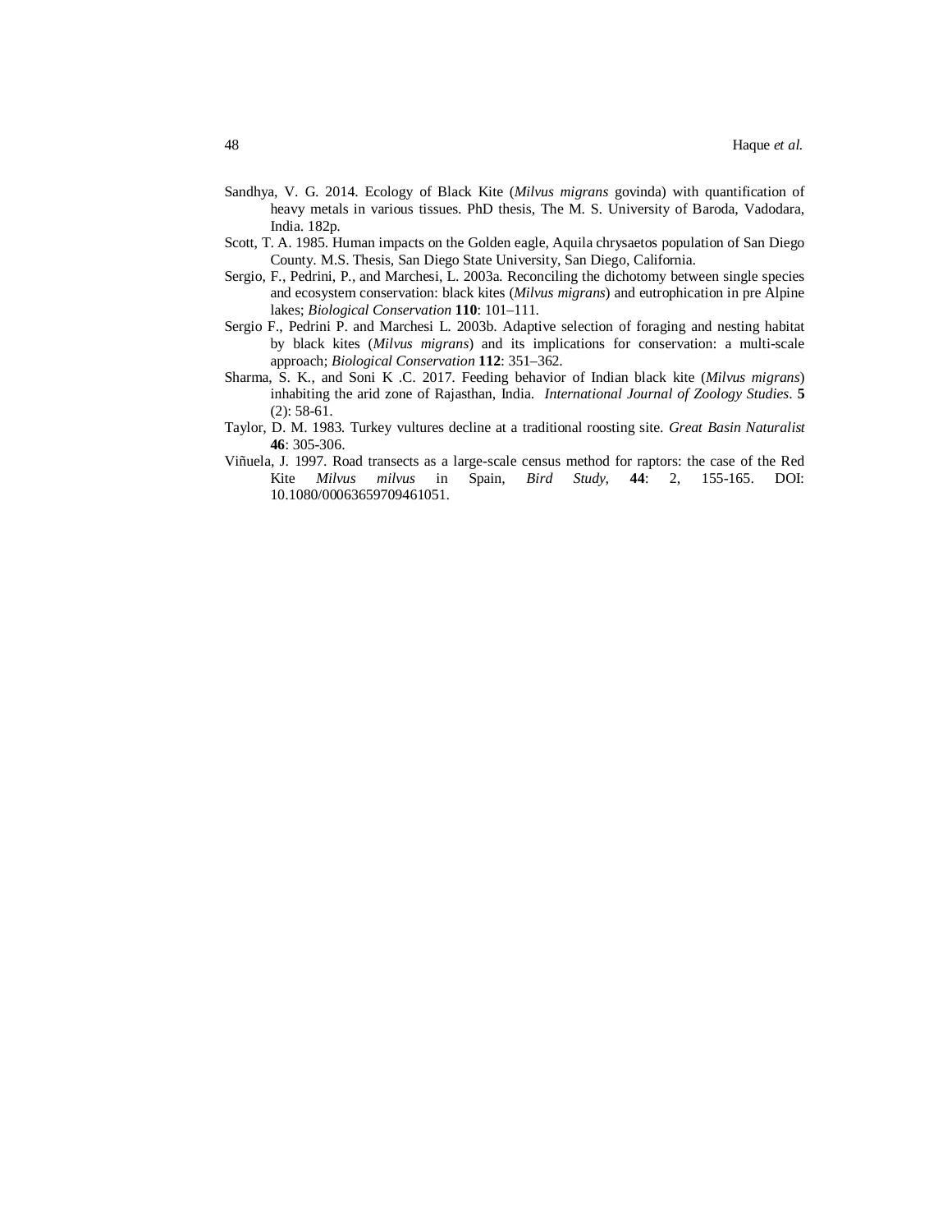Sandhya, V. G. 2014. Ecology of Black Kite (*Milvus migrans* govinda) with quantification of heavy metals in various tissues. PhD thesis, The M. S. University of Baroda, Vadodara, India. 182p.

Scott, T. A. 1985. Human impacts on the Golden eagle, Aquila chrysaetos population of San Diego County. M.S. Thesis, San Diego State University, San Diego, California.

Sergio, F., Pedrini, P., and Marchesi, L. 2003a. Reconciling the dichotomy between single species and ecosystem conservation: black kites (*Milvus migrans*) and eutrophication in pre Alpine lakes; *Biological Conservation* **110**: 101–111.

Sergio F., Pedrini P. and Marchesi L. 2003b. Adaptive selection of foraging and nesting habitat by black kites (*Milvus migrans*) and its implications for conservation: a multi-scale approach; *Biological Conservation* **112**: 351–362.

Sharma, S. K., and Soni K .C. 2017. Feeding behavior of Indian black kite (*Milvus migrans*) inhabiting the arid zone of Rajasthan, India. *International Journal of Zoology Studies*. **5** (2): 58-61.

Taylor, D. M. 1983. Turkey vultures decline at a traditional roosting site. *Great Basin Naturalist* **46**: 305-306.

Viñuela, J. 1997. Road transects as a large-scale census method for raptors: the case of the Red Kite *Milvus milvus* in Spain, *Bird Study*, **44**: 2, 155-165. DOI: 10.1080/00063659709461051.